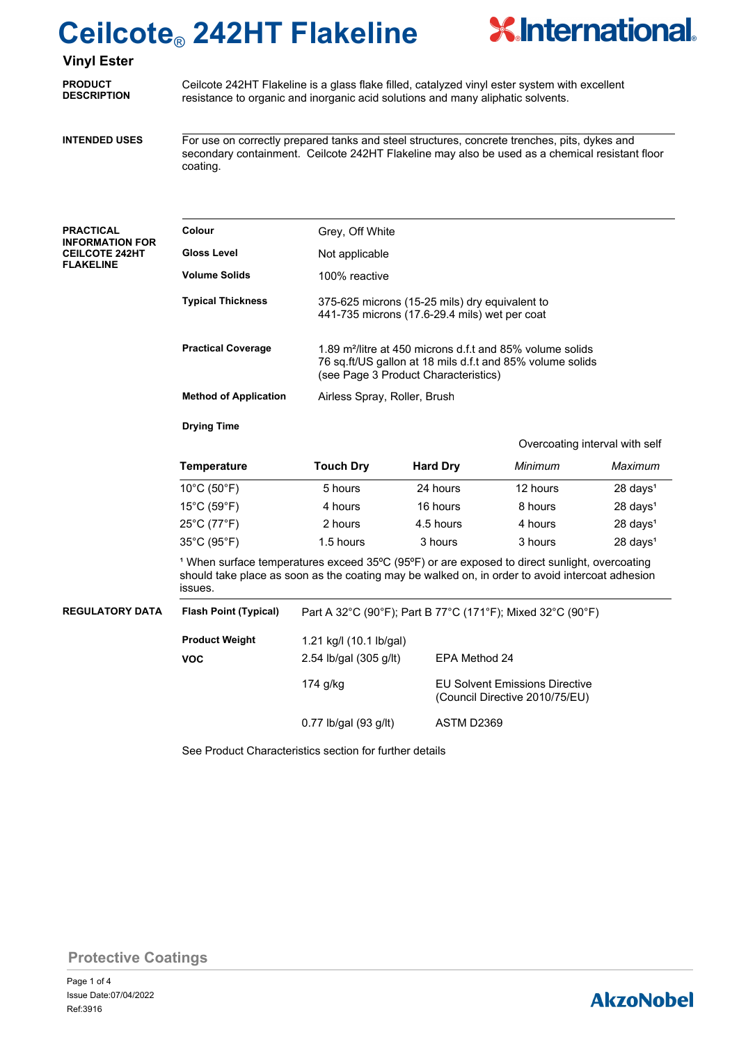# Ceilcote® 242HT Flakeline

International®

## Vinyl Ester

**PRODUCT DESCRIPTION**

Ceilcote 242HT Flakeline is a glass flake filled, catalyzed vinyl ester system with excellent resistance to organic and inorganic acid solutions and many aliphatic solvents.

**INTENDED USES**

For use on correctly prepared tanks and steel structures, concrete trenches, pits, dykes and secondary containment. Ceilcote 242HT Flakeline may also be used as a chemical resistant floor coating.

**PRACTICAL INFORMATION FOR CEILCOTE 242HT FLAKELINE**

**Colour** Grey, Off White

**Gloss Level** Not applicable

**Volume Solids** 100% reactive

**Typical Thickness** 375-625 microns (15-25 mils) dry equivalent to 441-735 microns (17.6-29.4 mils) wet per coat

**Practical Coverage** 1.89 m²/litre at 450 microns d.f.t and 85% volume solids
76 sq.ft/US gallon at 18 mils d.f.t and 85% volume solids
(see Page 3 Product Characteristics)

**Method of Application** Airless Spray, Roller, Brush

**Drying Time**

| | | | Overcoating interval with self | |
|---|---|---|---|---|
| **Temperature** | **Touch Dry** | **Hard Dry** | *Minimum* | *Maximum* |
| 10°C (50°F) | 5 hours | 24 hours | 12 hours | 28 days[1] |
| 15°C (59°F) | 4 hours | 16 hours | 8 hours | 28 days[1] |
| 25°C (77°F) | 2 hours | 4.5 hours | 4 hours | 28 days[1] |
| 35°C (95°F) | 1.5 hours | 3 hours | 3 hours | 28 days[1] |

[1] When surface temperatures exceed 35ºC (95ºF) or are exposed to direct sunlight, overcoating should take place as soon as the coating may be walked on, in order to avoid intercoat adhesion issues.

**REGULATORY DATA**

**Flash Point (Typical)** Part A 32°C (90°F); Part B 77°C (171°F); Mixed 32°C (90°F)

**Product Weight** 1.21 kg/l (10.1 lb/gal)

| **VOC** | | |
|---|---|---|
| | 2.54 lb/gal (305 g/lt) | EPA Method 24 |
| | 174 g/kg | EU Solvent Emissions Directive (Council Directive 2010/75/EU) |
| | 0.77 lb/gal (93 g/lt) | ASTM D2369 |

See Product Characteristics section for further details

Protective Coatings

Issue Date:07/04/2022
Ref:3916

AkzoNobel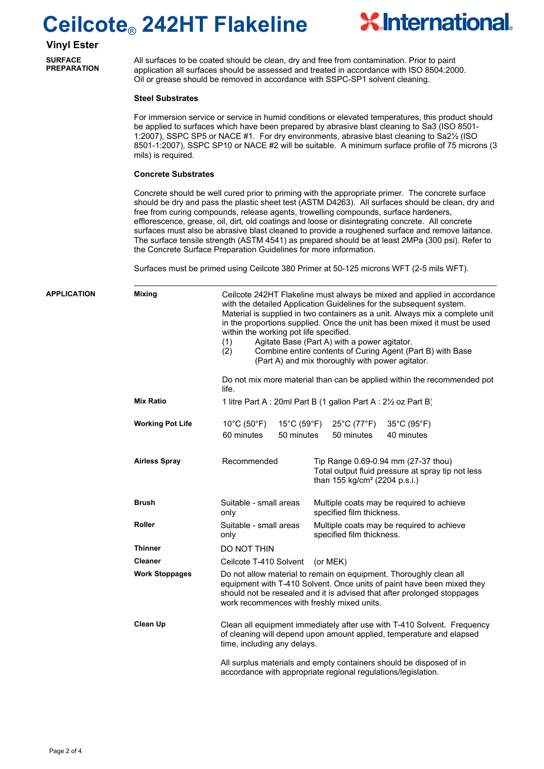# Ceilcote® 242HT Flakeline

## Vinyl Ester

### SURFACE PREPARATION

All surfaces to be coated should be clean, dry and free from contamination. Prior to paint application all surfaces should be assessed and treated in accordance with ISO 8504:2000. Oil or grease should be removed in accordance with SSPC-SP1 solvent cleaning.

**Steel Substrates**

For immersion service or service in humid conditions or elevated temperatures, this product should be applied to surfaces which have been prepared by abrasive blast cleaning to Sa3 (ISO 8501-1:2007), SSPC SP5 or NACE #1. For dry environments, abrasive blast cleaning to Sa2½ (ISO 8501-1:2007), SSPC SP10 or NACE #2 will be suitable. A minimum surface profile of 75 microns (3 mils) is required.

**Concrete Substrates**

Concrete should be well cured prior to priming with the appropriate primer. The concrete surface should be dry and pass the plastic sheet test (ASTM D4263). All surfaces should be clean, dry and free from curing compounds, release agents, trowelling compounds, surface hardeners, efflorescence, grease, oil, dirt, old coatings and loose or disintegrating concrete. All concrete surfaces must also be abrasive blast cleaned to provide a roughened surface and remove laitance. The surface tensile strength (ASTM 4541) as prepared should be at least 2MPa (300 psi). Refer to the Concrete Surface Preparation Guidelines for more information.

Surfaces must be primed using Ceilcote 380 Primer at 50-125 microns WFT (2-5 mils WFT).

### APPLICATION

**Mixing**

Ceilcote 242HT Flakeline must always be mixed and applied in accordance with the detailed Application Guidelines for the subsequent system. Material is supplied in two containers as a unit. Always mix a complete unit in the proportions supplied. Once the unit has been mixed it must be used within the working pot life specified.

(1) Agitate Base (Part A) with a power agitator.
(2) Combine entire contents of Curing Agent (Part B) with Base (Part A) and mix thoroughly with power agitator.

Do not mix more material than can be applied within the recommended pot life.

**Mix Ratio**

1 litre Part A : 20ml Part B (1 gallon Part A : 2½ oz Part B)

**Working Pot Life**

| 10°C (50°F) | 15°C (59°F) | 25°C (77°F) | 35°C (95°F) |
|---|---|---|---|
| 60 minutes | 50 minutes | 50 minutes | 40 minutes |

| | | |
|---|---|---|
| **Airless Spray** | Recommended | Tip Range 0.69-0.94 mm (27-37 thou) Total output fluid pressure at spray tip not less than 155 kg/cm² (2204 p.s.i.) |
| **Brush** | Suitable - small areas only | Multiple coats may be required to achieve specified film thickness. |
| **Roller** | Suitable - small areas only | Multiple coats may be required to achieve specified film thickness. |
| **Thinner** | DO NOT THIN | |
| **Cleaner** | Ceilcote T-410 Solvent (or MEK) | |

**Work Stoppages**

Do not allow material to remain on equipment. Thoroughly clean all equipment with T-410 Solvent. Once units of paint have been mixed they should not be resealed and it is advised that after prolonged stoppages work recommences with freshly mixed units.

**Clean Up**

Clean all equipment immediately after use with T-410 Solvent. Frequency of cleaning will depend upon amount applied, temperature and elapsed time, including any delays.

All surplus materials and empty containers should be disposed of in accordance with appropriate regional regulations/legislation.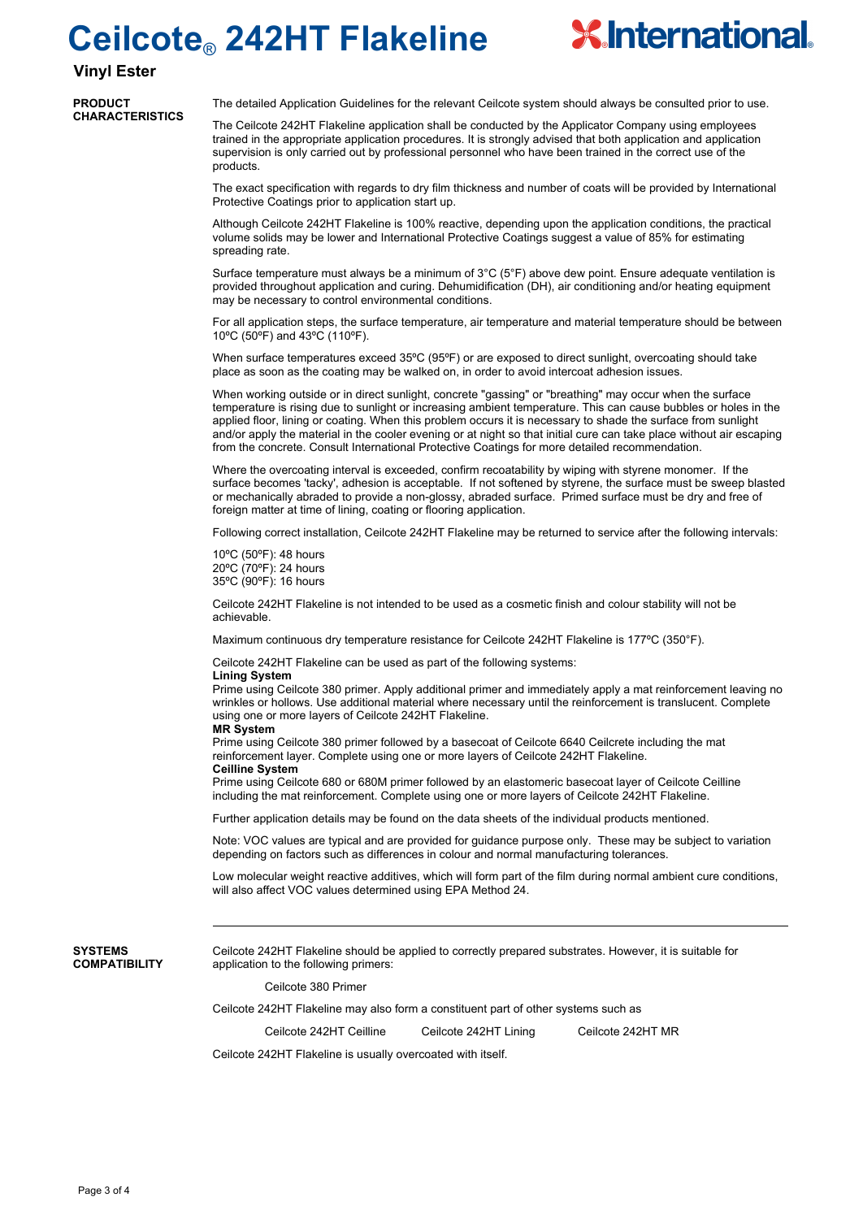# Ceilcote® 242HT Flakeline

**Vinyl Ester**

## PRODUCT CHARACTERISTICS

The detailed Application Guidelines for the relevant Ceilcote system should always be consulted prior to use.

The Ceilcote 242HT Flakeline application shall be conducted by the Applicator Company using employees trained in the appropriate application procedures. It is strongly advised that both application and application supervision is only carried out by professional personnel who have been trained in the correct use of the products.

The exact specification with regards to dry film thickness and number of coats will be provided by International Protective Coatings prior to application start up.

Although Ceilcote 242HT Flakeline is 100% reactive, depending upon the application conditions, the practical volume solids may be lower and International Protective Coatings suggest a value of 85% for estimating spreading rate.

Surface temperature must always be a minimum of 3°C (5°F) above dew point. Ensure adequate ventilation is provided throughout application and curing. Dehumidification (DH), air conditioning and/or heating equipment may be necessary to control environmental conditions.

For all application steps, the surface temperature, air temperature and material temperature should be between 10ºC (50ºF) and 43ºC (110ºF).

When surface temperatures exceed 35ºC (95ºF) or are exposed to direct sunlight, overcoating should take place as soon as the coating may be walked on, in order to avoid intercoat adhesion issues.

When working outside or in direct sunlight, concrete "gassing" or "breathing" may occur when the surface temperature is rising due to sunlight or increasing ambient temperature. This can cause bubbles or holes in the applied floor, lining or coating. When this problem occurs it is necessary to shade the surface from sunlight and/or apply the material in the cooler evening or at night so that initial cure can take place without air escaping from the concrete. Consult International Protective Coatings for more detailed recommendation.

Where the overcoating interval is exceeded, confirm recoatability by wiping with styrene monomer. If the surface becomes 'tacky', adhesion is acceptable. If not softened by styrene, the surface must be sweep blasted or mechanically abraded to provide a non-glossy, abraded surface. Primed surface must be dry and free of foreign matter at time of lining, coating or flooring application.

Following correct installation, Ceilcote 242HT Flakeline may be returned to service after the following intervals:

10ºC (50ºF): 48 hours
20ºC (70ºF): 24 hours
35ºC (90ºF): 16 hours

Ceilcote 242HT Flakeline is not intended to be used as a cosmetic finish and colour stability will not be achievable.

Maximum continuous dry temperature resistance for Ceilcote 242HT Flakeline is 177ºC (350°F).

Ceilcote 242HT Flakeline can be used as part of the following systems:

**Lining System**
Prime using Ceilcote 380 primer. Apply additional primer and immediately apply a mat reinforcement leaving no wrinkles or hollows. Use additional material where necessary until the reinforcement is translucent. Complete using one or more layers of Ceilcote 242HT Flakeline.

**MR System**
Prime using Ceilcote 380 primer followed by a basecoat of Ceilcote 6640 Ceilcrete including the mat reinforcement layer. Complete using one or more layers of Ceilcote 242HT Flakeline.

**Ceilline System**
Prime using Ceilcote 680 or 680M primer followed by an elastomeric basecoat layer of Ceilcote Ceilline including the mat reinforcement. Complete using one or more layers of Ceilcote 242HT Flakeline.

Further application details may be found on the data sheets of the individual products mentioned.

Note: VOC values are typical and are provided for guidance purpose only. These may be subject to variation depending on factors such as differences in colour and normal manufacturing tolerances.

Low molecular weight reactive additives, which will form part of the film during normal ambient cure conditions, will also affect VOC values determined using EPA Method 24.

---

## SYSTEMS COMPATIBILITY

Ceilcote 242HT Flakeline should be applied to correctly prepared substrates. However, it is suitable for application to the following primers:

Ceilcote 380 Primer

Ceilcote 242HT Flakeline may also form a constituent part of other systems such as

Ceilcote 242HT Ceilline    Ceilcote 242HT Lining    Ceilcote 242HT MR

Ceilcote 242HT Flakeline is usually overcoated with itself.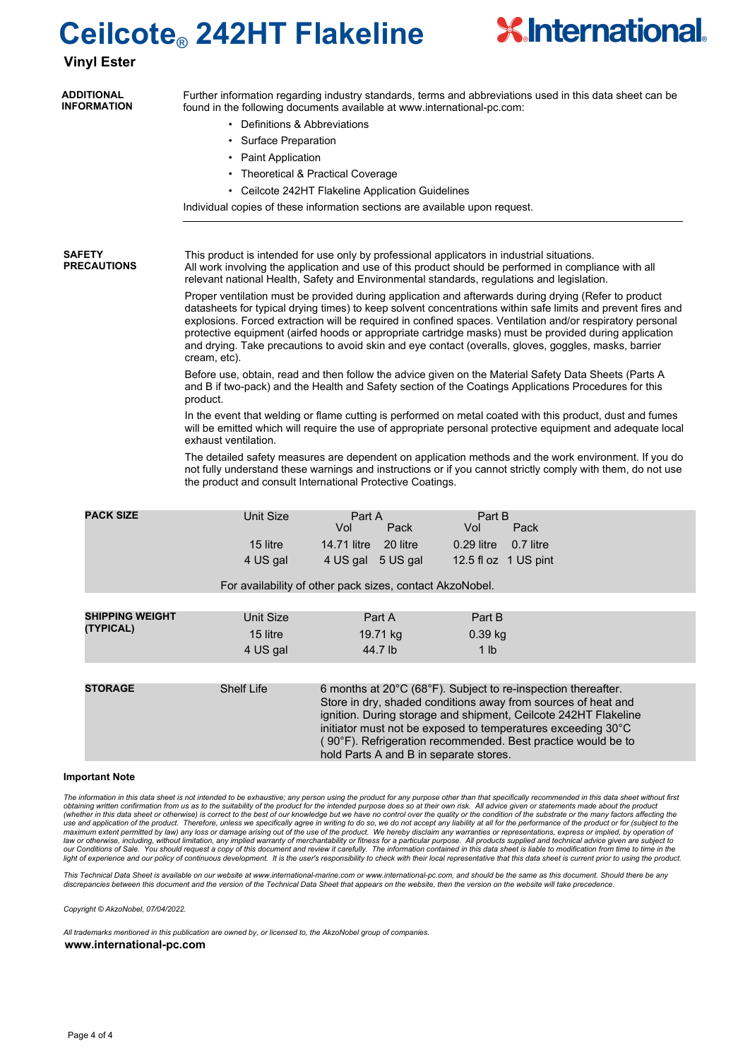# Ceilcote® 242HT Flakeline

**Vinyl Ester**

**ADDITIONAL INFORMATION**

Further information regarding industry standards, terms and abbreviations used in this data sheet can be found in the following documents available at www.international-pc.com:

- Definitions & Abbreviations
- Surface Preparation
- Paint Application
- Theoretical & Practical Coverage
- Ceilcote 242HT Flakeline Application Guidelines

Individual copies of these information sections are available upon request.

---

**SAFETY PRECAUTIONS**

This product is intended for use only by professional applicators in industrial situations.
All work involving the application and use of this product should be performed in compliance with all relevant national Health, Safety and Environmental standards, regulations and legislation.

Proper ventilation must be provided during application and afterwards during drying (Refer to product datasheets for typical drying times) to keep solvent concentrations within safe limits and prevent fires and explosions. Forced extraction will be required in confined spaces. Ventilation and/or respiratory personal protective equipment (airfed hoods or appropriate cartridge masks) must be provided during application and drying. Take precautions to avoid skin and eye contact (overalls, gloves, goggles, masks, barrier cream, etc).

Before use, obtain, read and then follow the advice given on the Material Safety Data Sheets (Parts A and B if two-pack) and the Health and Safety section of the Coatings Applications Procedures for this product.

In the event that welding or flame cutting is performed on metal coated with this product, dust and fumes will be emitted which will require the use of appropriate personal protective equipment and adequate local exhaust ventilation.

The detailed safety measures are dependent on application methods and the work environment. If you do not fully understand these warnings and instructions or if you cannot strictly comply with them, do not use the product and consult International Protective Coatings.

**PACK SIZE**

| Unit Size | Part A Vol | Part A Pack | Part B Vol | Part B Pack |
|---|---|---|---|---|
| 15 litre | 14.71 litre | 20 litre | 0.29 litre | 0.7 litre |
| 4 US gal | 4 US gal | 5 US gal | 12.5 fl oz | 1 US pint |

For availability of other pack sizes, contact AkzoNobel.

**SHIPPING WEIGHT (TYPICAL)**

| Unit Size | Part A | Part B |
|---|---|---|
| 15 litre | 19.71 kg | 0.39 kg |
| 4 US gal | 44.7 lb | 1 lb |

**STORAGE**

| | |
|---|---|
| Shelf Life | 6 months at 20°C (68°F). Subject to re-inspection thereafter. Store in dry, shaded conditions away from sources of heat and ignition. During storage and shipment, Ceilcote 242HT Flakeline initiator must not be exposed to temperatures exceeding 30°C ( 90°F). Refrigeration recommended. Best practice would be to hold Parts A and B in separate stores. |

**Important Note**

*The information in this data sheet is not intended to be exhaustive; any person using the product for any purpose other than that specifically recommended in this data sheet without first obtaining written confirmation from us as to the suitability of the product for the intended purpose does so at their own risk. All advice given or statements made about the product (whether in this data sheet or otherwise) is correct to the best of our knowledge but we have no control over the quality or the condition of the substrate or the many factors affecting the use and application of the product. Therefore, unless we specifically agree in writing to do so, we do not accept any liability at all for the performance of the product or for (subject to the maximum extent permitted by law) any loss or damage arising out of the use of the product. We hereby disclaim any warranties or representations, express or implied, by operation of law or otherwise, including, without limitation, any implied warranty of merchantability or fitness for a particular purpose. All products supplied and technical advice given are subject to our Conditions of Sale. You should request a copy of this document and review it carefully. The information contained in this data sheet is liable to modification from time to time in the light of experience and our policy of continuous development. It is the user's responsibility to check with their local representative that this data sheet is current prior to using the product.*

*This Technical Data Sheet is available on our website at www.international-marine.com or www.international-pc.com, and should be the same as this document. Should there be any discrepancies between this document and the version of the Technical Data Sheet that appears on the website, then the version on the website will take precedence.*

*Copyright © AkzoNobel, 07/04/2022.*

*All trademarks mentioned in this publication are owned by, or licensed to, the AkzoNobel group of companies.*

**www.international-pc.com**